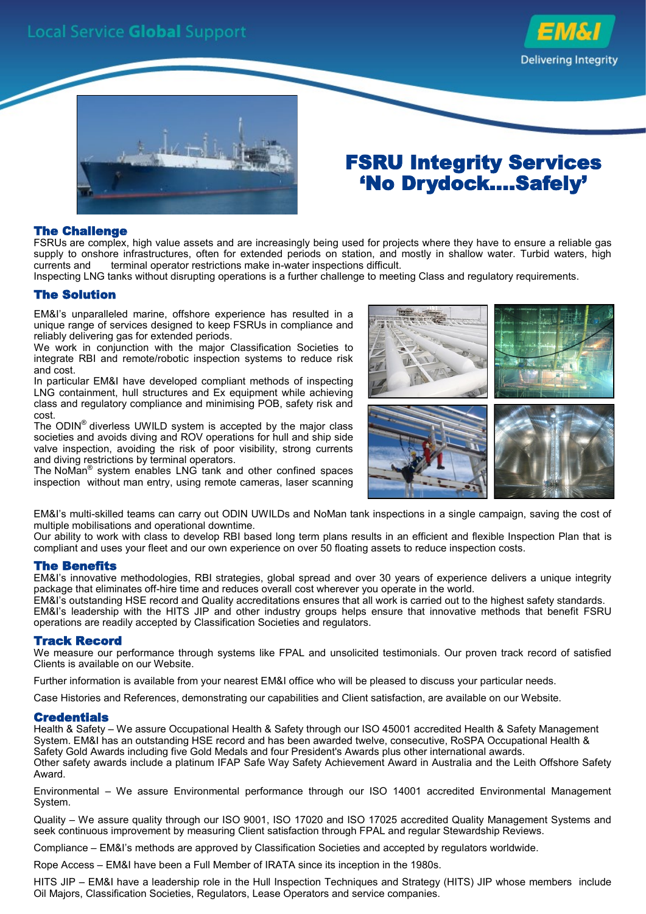Local Service **Global** Support

EM&I
Delivering Integrity

# FSRU Integrity Services
# 'No Drydock....Safely'

## The Challenge

FSRUs are complex, high value assets and are increasingly being used for projects where they have to ensure a reliable gas supply to onshore infrastructures, often for extended periods on station, and mostly in shallow water. Turbid waters, high currents and terminal operator restrictions make in-water inspections difficult.

Inspecting LNG tanks without disrupting operations is a further challenge to meeting Class and regulatory requirements.

## The Solution

EM&I's unparalleled marine, offshore experience has resulted in a unique range of services designed to keep FSRUs in compliance and reliably delivering gas for extended periods.

We work in conjunction with the major Classification Societies to integrate RBI and remote/robotic inspection systems to reduce risk and cost.

In particular EM&I have developed compliant methods of inspecting LNG containment, hull structures and Ex equipment while achieving class and regulatory compliance and minimising POB, safety risk and cost.

The ODIN® diverless UWILD system is accepted by the major class societies and avoids diving and ROV operations for hull and ship side valve inspection, avoiding the risk of poor visibility, strong currents and diving restrictions by terminal operators.

The NoMan® system enables LNG tank and other confined spaces inspection without man entry, using remote cameras, laser scanning

EM&I's multi-skilled teams can carry out ODIN UWILDs and NoMan tank inspections in a single campaign, saving the cost of multiple mobilisations and operational downtime.

Our ability to work with class to develop RBI based long term plans results in an efficient and flexible Inspection Plan that is compliant and uses your fleet and our own experience on over 50 floating assets to reduce inspection costs.

## The Benefits

EM&I's innovative methodologies, RBI strategies, global spread and over 30 years of experience delivers a unique integrity package that eliminates off-hire time and reduces overall cost wherever you operate in the world.

EM&I's outstanding HSE record and Quality accreditations ensures that all work is carried out to the highest safety standards.

EM&I's leadership with the HITS JIP and other industry groups helps ensure that innovative methods that benefit FSRU operations are readily accepted by Classification Societies and regulators.

## Track Record

We measure our performance through systems like FPAL and unsolicited testimonials. Our proven track record of satisfied Clients is available on our Website.

Further information is available from your nearest EM&I office who will be pleased to discuss your particular needs.

Case Histories and References, demonstrating our capabilities and Client satisfaction, are available on our Website.

## Credentials

Health & Safety – We assure Occupational Health & Safety through our ISO 45001 accredited Health & Safety Management System. EM&I has an outstanding HSE record and has been awarded twelve, consecutive, RoSPA Occupational Health & Safety Gold Awards including five Gold Medals and four President's Awards plus other international awards.

Other safety awards include a platinum IFAP Safe Way Safety Achievement Award in Australia and the Leith Offshore Safety Award.

Environmental – We assure Environmental performance through our ISO 14001 accredited Environmental Management System.

Quality – We assure quality through our ISO 9001, ISO 17020 and ISO 17025 accredited Quality Management Systems and seek continuous improvement by measuring Client satisfaction through FPAL and regular Stewardship Reviews.

Compliance – EM&I's methods are approved by Classification Societies and accepted by regulators worldwide.

Rope Access – EM&I have been a Full Member of IRATA since its inception in the 1980s.

HITS JIP – EM&I have a leadership role in the Hull Inspection Techniques and Strategy (HITS) JIP whose members include Oil Majors, Classification Societies, Regulators, Lease Operators and service companies.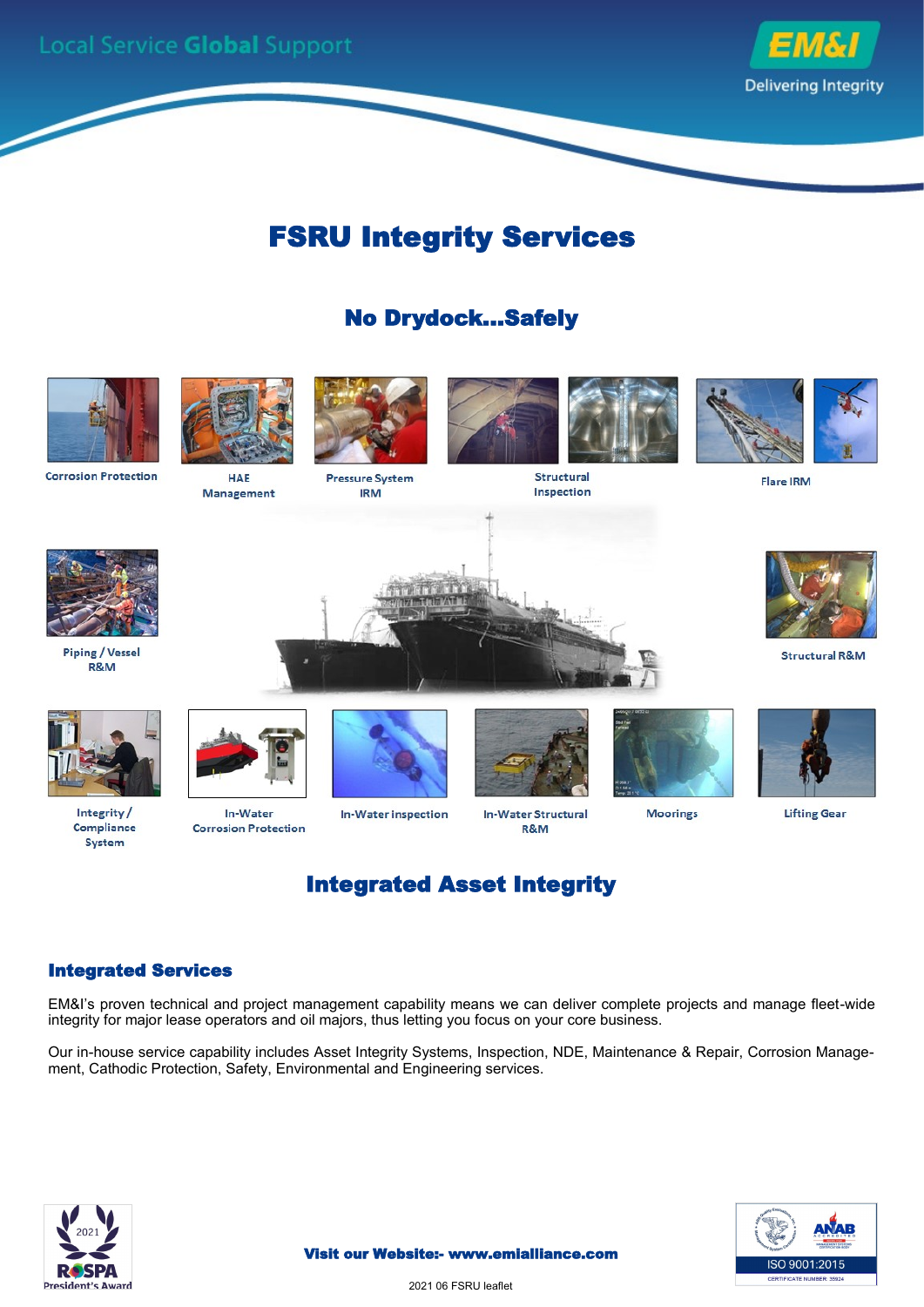Local Service **Global** Support

EM&I
Delivering Integrity

# FSRU Integrity Services

## No Drydock...Safely

Corrosion Protection

HAE Management

Pressure System IRM

Structural Inspection

Flare IRM

Piping / Vessel R&M

Structural R&M

Integrity / Compliance System

In-Water Corrosion Protection

In-Water inspection

In-Water Structural R&M

Moorings

Lifting Gear

## Integrated Asset Integrity

### Integrated Services

EM&I's proven technical and project management capability means we can deliver complete projects and manage fleet-wide integrity for major lease operators and oil majors, thus letting you focus on your core business.

Our in-house service capability includes Asset Integrity Systems, Inspection, NDE, Maintenance & Repair, Corrosion Management, Cathodic Protection, Safety, Environmental and Engineering services.

2021 RoSPA President's Award

**Visit our Website:- www.emialliance.com**

ISO 9001:2015

2021 06 FSRU leaflet